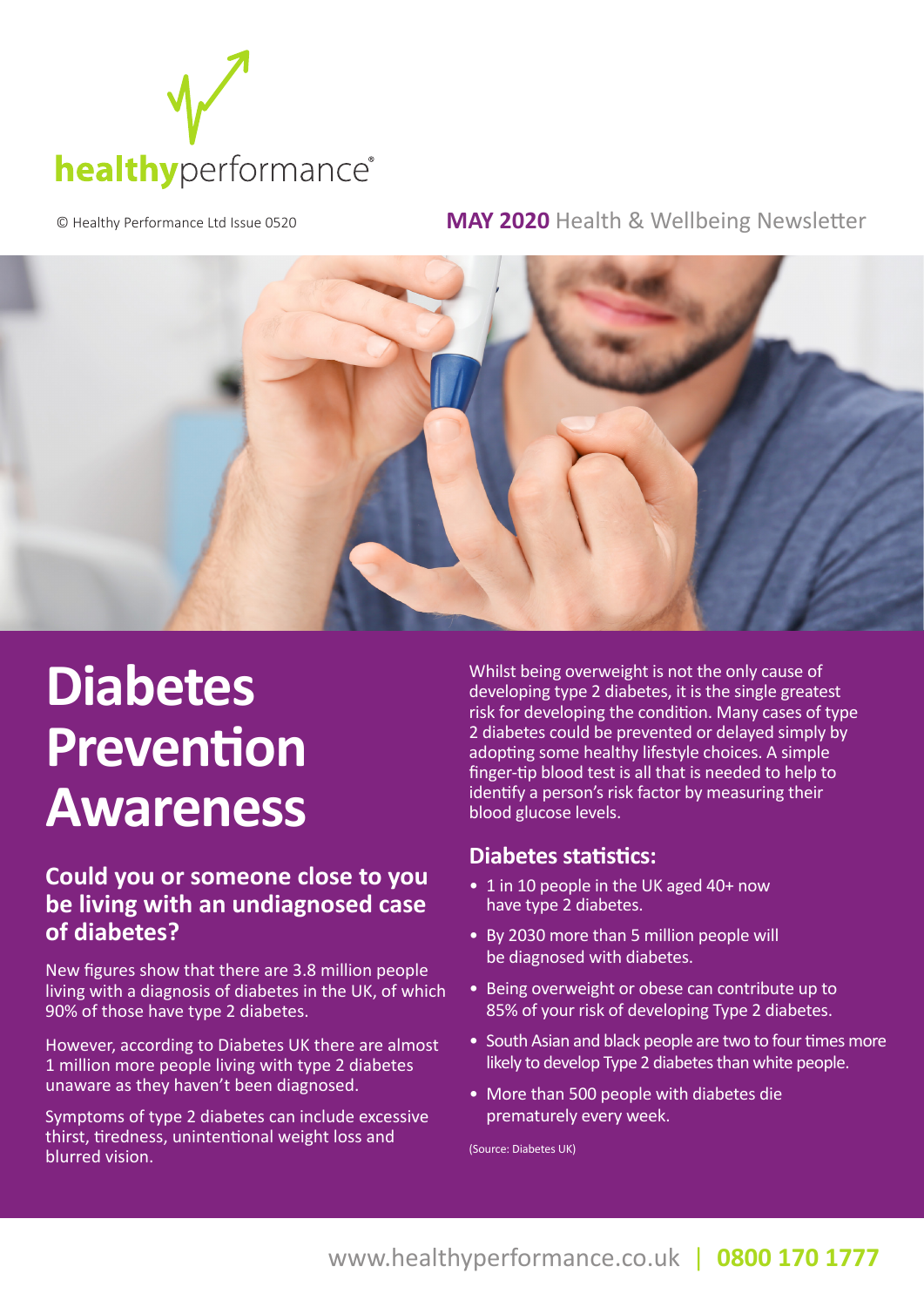healthyperformance®

© Healthy Performance Ltd Issue 0520

**MAY 2020** Health & Wellbeing Newsletter

# Diabetes Prevention Awareness

## Could you or someone close to you be living with an undiagnosed case of diabetes?

New figures show that there are 3.8 million people living with a diagnosis of diabetes in the UK, of which 90% of those have type 2 diabetes.

However, according to Diabetes UK there are almost 1 million more people living with type 2 diabetes unaware as they haven't been diagnosed.

Symptoms of type 2 diabetes can include excessive thirst, tiredness, unintentional weight loss and blurred vision.

Whilst being overweight is not the only cause of developing type 2 diabetes, it is the single greatest risk for developing the condition. Many cases of type 2 diabetes could be prevented or delayed simply by adopting some healthy lifestyle choices. A simple finger-tip blood test is all that is needed to help to identify a person's risk factor by measuring their blood glucose levels.

### Diabetes statistics:

- 1 in 10 people in the UK aged 40+ now have type 2 diabetes.
- By 2030 more than 5 million people will be diagnosed with diabetes.
- Being overweight or obese can contribute up to 85% of your risk of developing Type 2 diabetes.
- South Asian and black people are two to four times more likely to develop Type 2 diabetes than white people.
- More than 500 people with diabetes die prematurely every week.

(Source: Diabetes UK)

www.healthyperformance.co.uk | **0800 170 1777**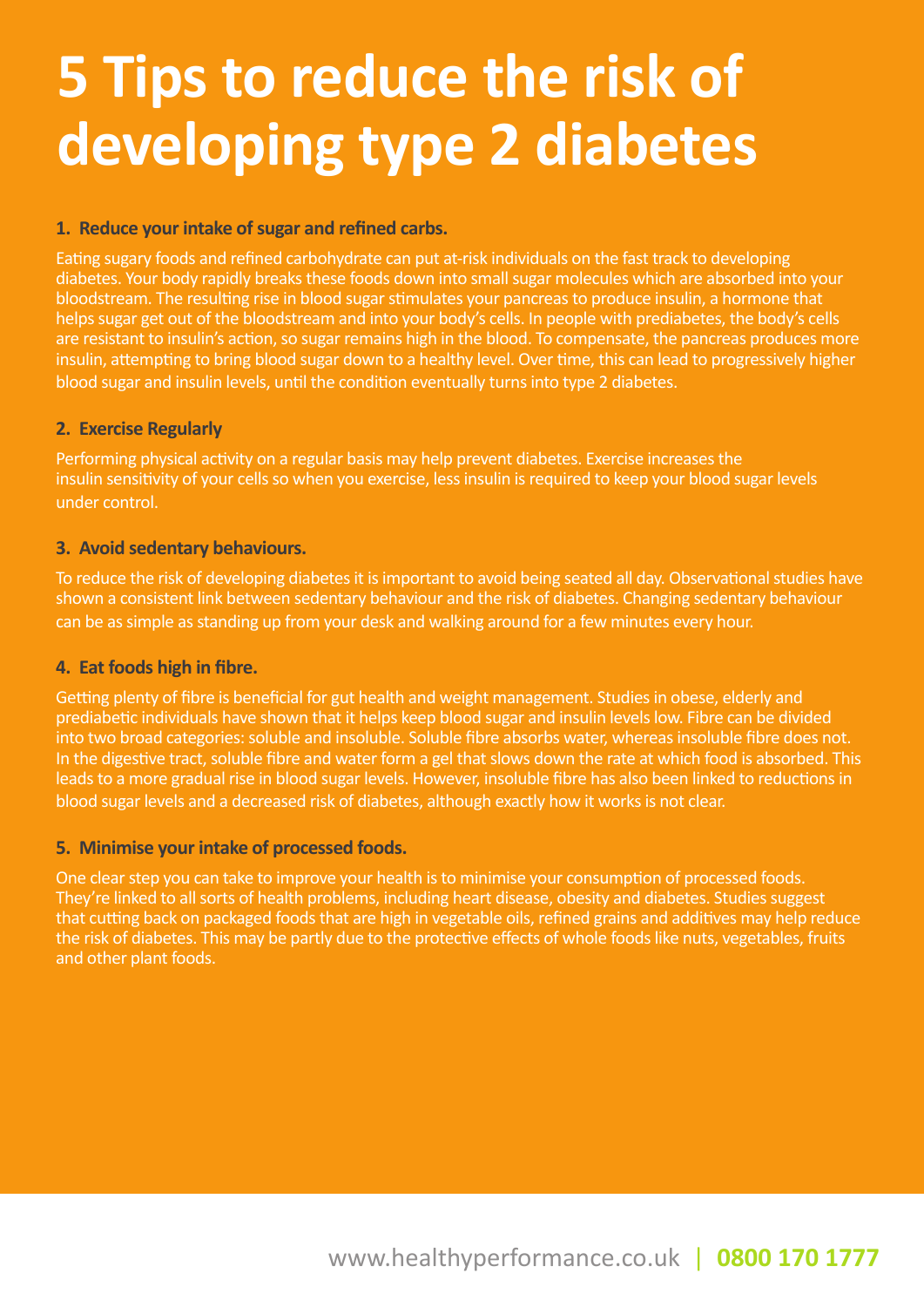# 5 Tips to reduce the risk of developing type 2 diabetes

**1. Reduce your intake of sugar and refined carbs.**

Eating sugary foods and refined carbohydrate can put at-risk individuals on the fast track to developing diabetes. Your body rapidly breaks these foods down into small sugar molecules which are absorbed into your bloodstream. The resulting rise in blood sugar stimulates your pancreas to produce insulin, a hormone that helps sugar get out of the bloodstream and into your body's cells. In people with prediabetes, the body's cells are resistant to insulin's action, so sugar remains high in the blood. To compensate, the pancreas produces more insulin, attempting to bring blood sugar down to a healthy level. Over time, this can lead to progressively higher blood sugar and insulin levels, until the condition eventually turns into type 2 diabetes.

**2. Exercise Regularly**

Performing physical activity on a regular basis may help prevent diabetes. Exercise increases the insulin sensitivity of your cells so when you exercise, less insulin is required to keep your blood sugar levels under control.

**3. Avoid sedentary behaviours.**

To reduce the risk of developing diabetes it is important to avoid being seated all day. Observational studies have shown a consistent link between sedentary behaviour and the risk of diabetes. Changing sedentary behaviour can be as simple as standing up from your desk and walking around for a few minutes every hour.

**4. Eat foods high in fibre.**

Getting plenty of fibre is beneficial for gut health and weight management. Studies in obese, elderly and prediabetic individuals have shown that it helps keep blood sugar and insulin levels low. Fibre can be divided into two broad categories: soluble and insoluble. Soluble fibre absorbs water, whereas insoluble fibre does not. In the digestive tract, soluble fibre and water form a gel that slows down the rate at which food is absorbed. This leads to a more gradual rise in blood sugar levels. However, insoluble fibre has also been linked to reductions in blood sugar levels and a decreased risk of diabetes, although exactly how it works is not clear.

**5. Minimise your intake of processed foods.**

One clear step you can take to improve your health is to minimise your consumption of processed foods. They're linked to all sorts of health problems, including heart disease, obesity and diabetes. Studies suggest that cutting back on packaged foods that are high in vegetable oils, refined grains and additives may help reduce the risk of diabetes. This may be partly due to the protective effects of whole foods like nuts, vegetables, fruits and other plant foods.

www.healthyperformance.co.uk | **0800 170 1777**